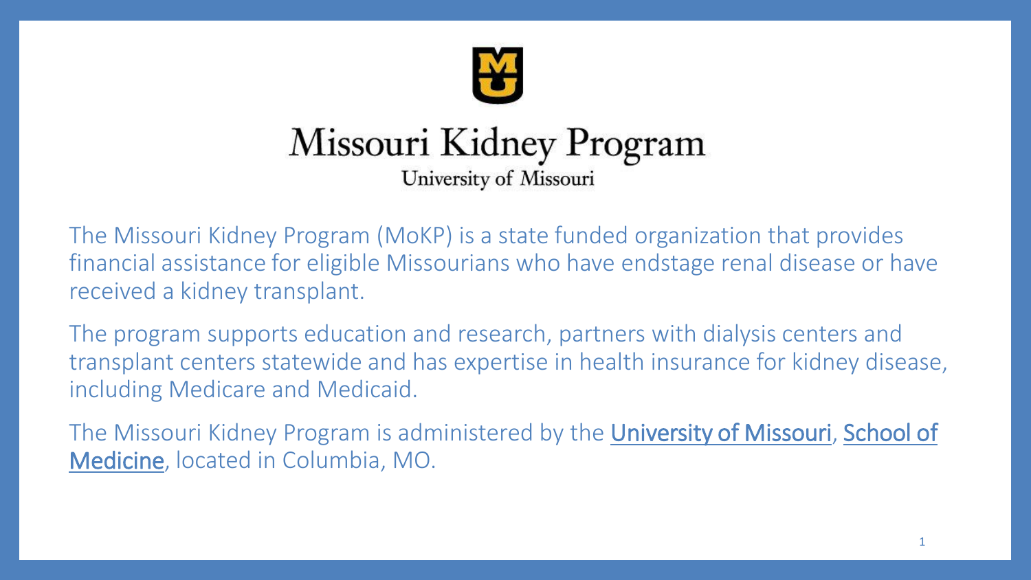# Missouri Kidney Program

University of Missouri

The Missouri Kidney Program (MoKP) is a state funded organization that provides financial assistance for eligible Missourians who have endstage renal disease or have received a kidney transplant.

The program supports education and research, partners with dialysis centers and transplant centers statewide and has expertise in health insurance for kidney disease, including Medicare and Medicaid.

The Missouri Kidney Program is administered by the University of Missouri, School of Medicine, located in Columbia, MO.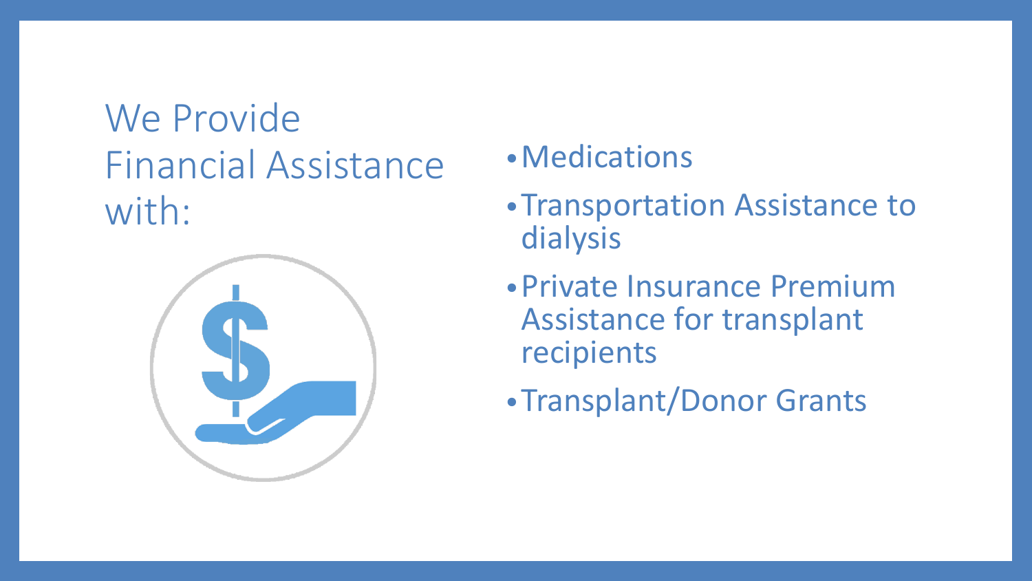# We Provide Financial Assistance with:

- Medications
- Transportation Assistance to dialysis
- Private Insurance Premium Assistance for transplant recipients
- Transplant/Donor Grants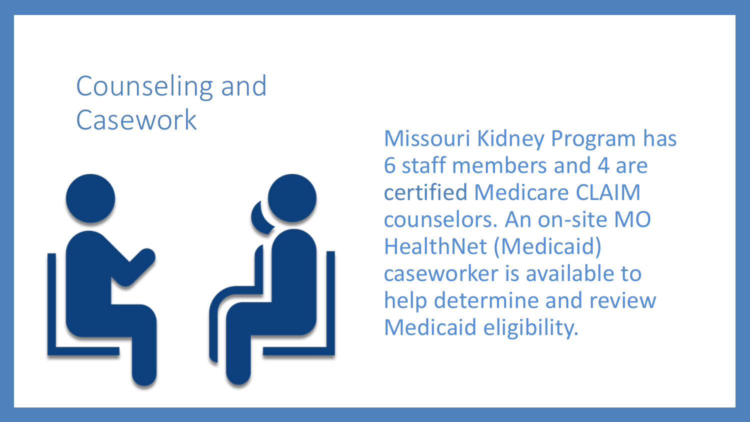# Counseling and Casework

Missouri Kidney Program has 6 staff members and 4 are certified Medicare CLAIM counselors. An on-site MO HealthNet (Medicaid) caseworker is available to help determine and review Medicaid eligibility.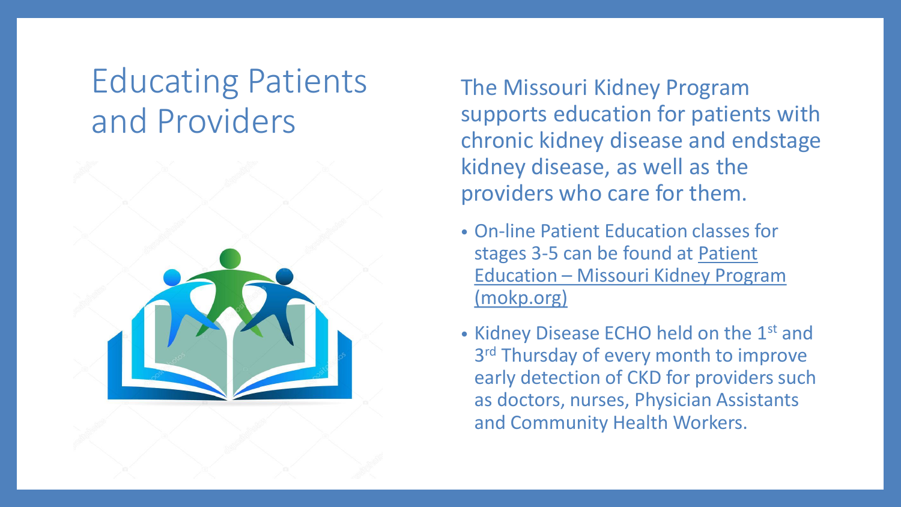# Educating Patients and Providers

The Missouri Kidney Program supports education for patients with chronic kidney disease and endstage kidney disease, as well as the providers who care for them.

- On-line Patient Education classes for stages 3-5 can be found at Patient Education – Missouri Kidney Program (mokp.org)
- Kidney Disease ECHO held on the 1st and 3rd Thursday of every month to improve early detection of CKD for providers such as doctors, nurses, Physician Assistants and Community Health Workers.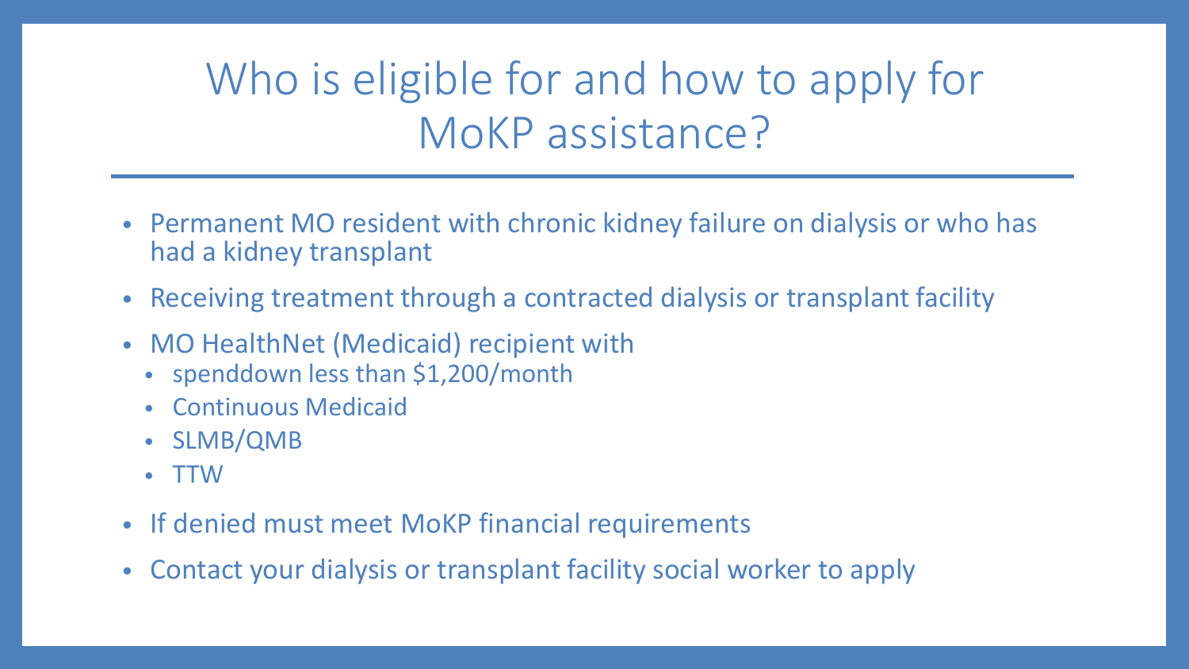# Who is eligible for and how to apply for MoKP assistance?

- Permanent MO resident with chronic kidney failure on dialysis or who has had a kidney transplant
- Receiving treatment through a contracted dialysis or transplant facility
- MO HealthNet (Medicaid) recipient with
  - spenddown less than $1,200/month
  - Continuous Medicaid
  - SLMB/QMB
  - TTW
- If denied must meet MoKP financial requirements
- Contact your dialysis or transplant facility social worker to apply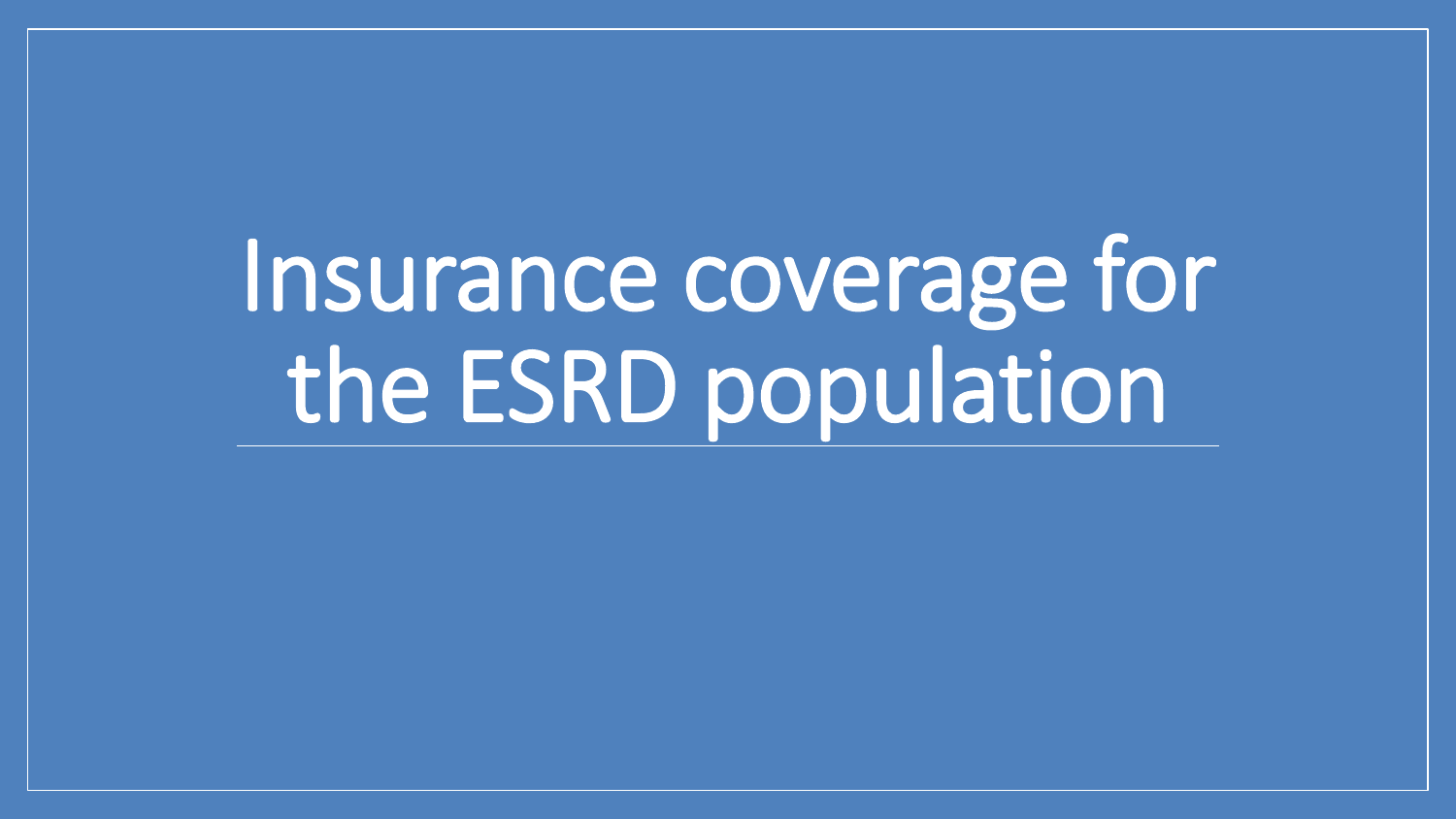# Insurance coverage for the ESRD population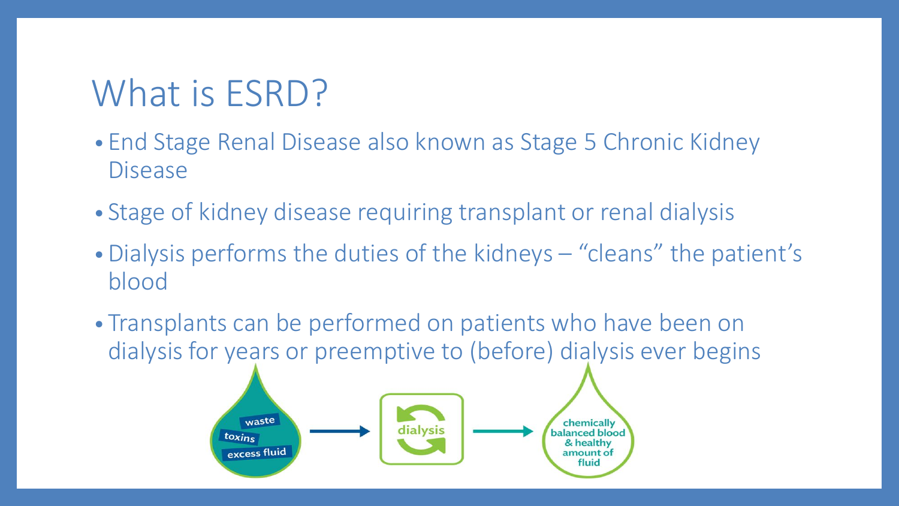# What is ESRD?

- End Stage Renal Disease also known as Stage 5 Chronic Kidney Disease
- Stage of kidney disease requiring transplant or renal dialysis
- Dialysis performs the duties of the kidneys – "cleans" the patient's blood
- Transplants can be performed on patients who have been on dialysis for years or preemptive to (before) dialysis ever begins

waste
toxins
excess fluid

dialysis

chemically balanced blood & healthy amount of fluid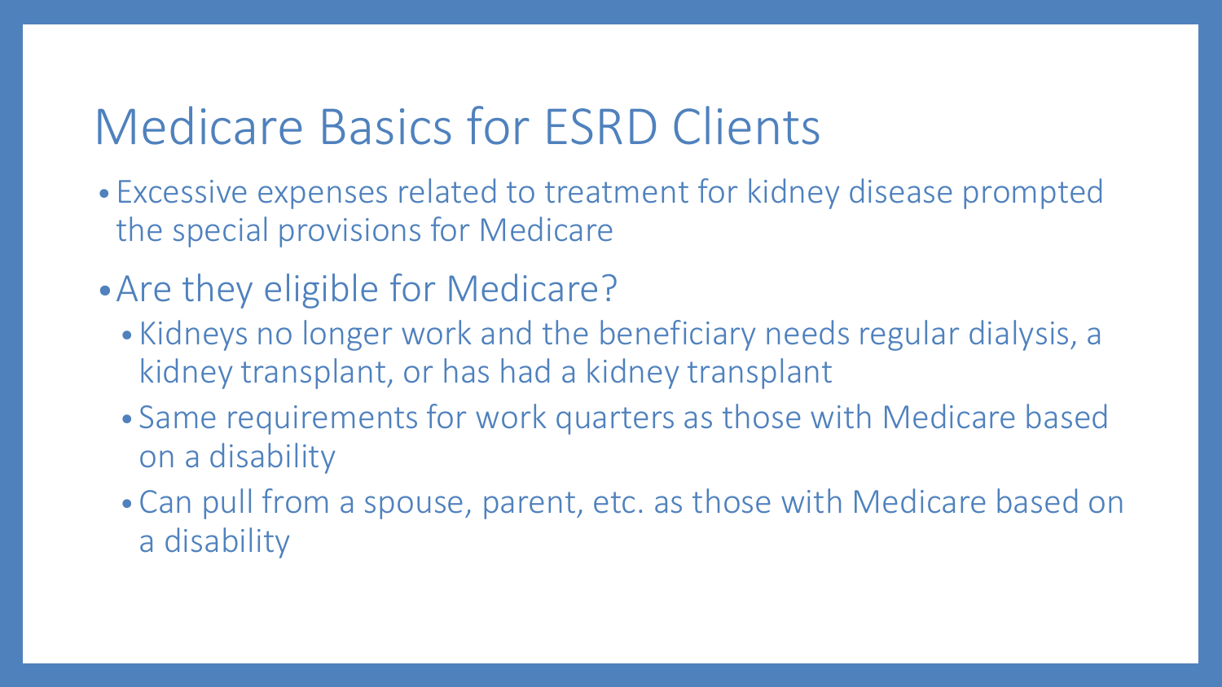# Medicare Basics for ESRD Clients

- Excessive expenses related to treatment for kidney disease prompted the special provisions for Medicare
- Are they eligible for Medicare?
  - Kidneys no longer work and the beneficiary needs regular dialysis, a kidney transplant, or has had a kidney transplant
  - Same requirements for work quarters as those with Medicare based on a disability
  - Can pull from a spouse, parent, etc. as those with Medicare based on a disability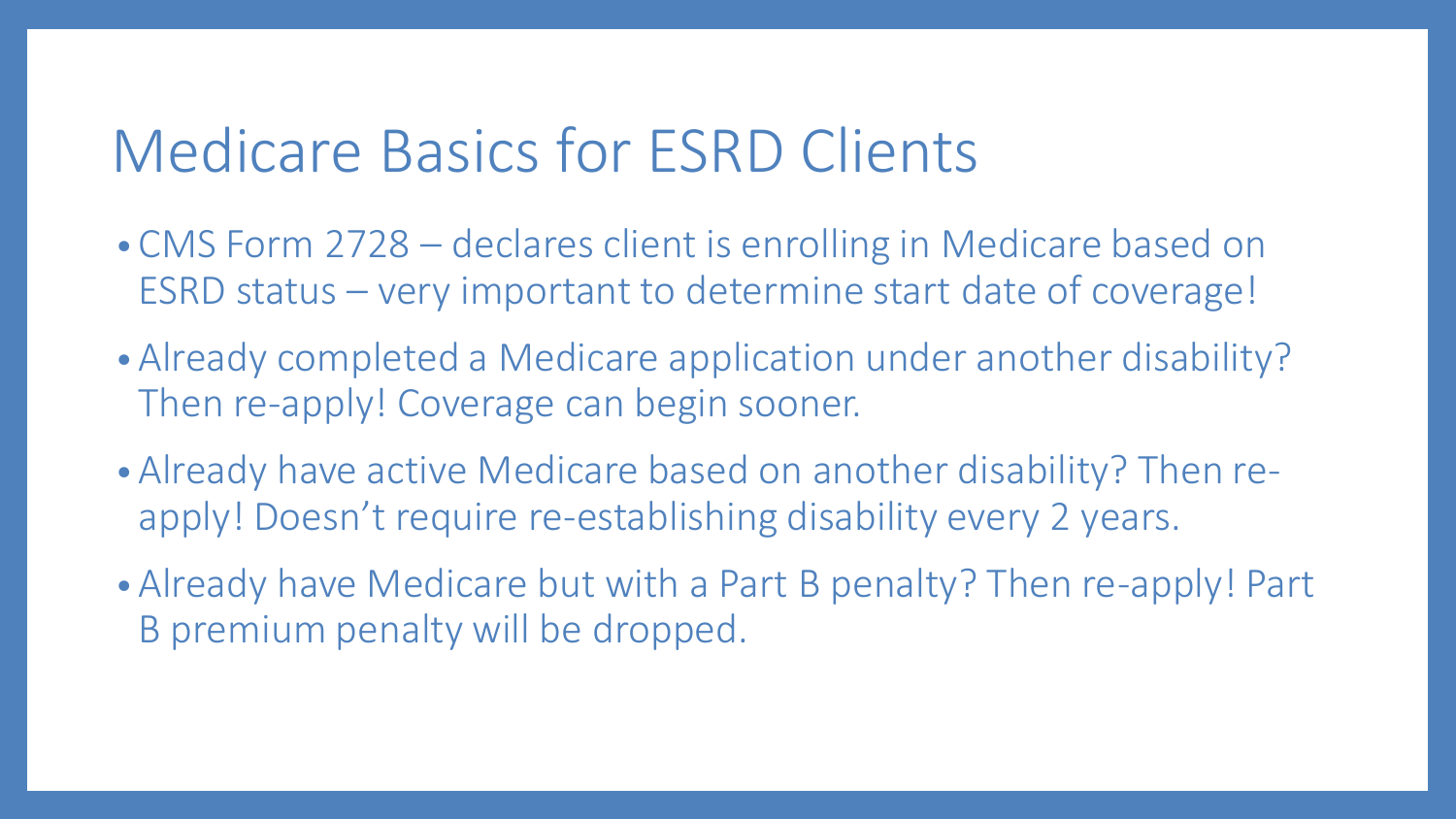# Medicare Basics for ESRD Clients

- CMS Form 2728 – declares client is enrolling in Medicare based on ESRD status – very important to determine start date of coverage!
- Already completed a Medicare application under another disability? Then re-apply! Coverage can begin sooner.
- Already have active Medicare based on another disability? Then re-apply! Doesn't require re-establishing disability every 2 years.
- Already have Medicare but with a Part B penalty? Then re-apply! Part B premium penalty will be dropped.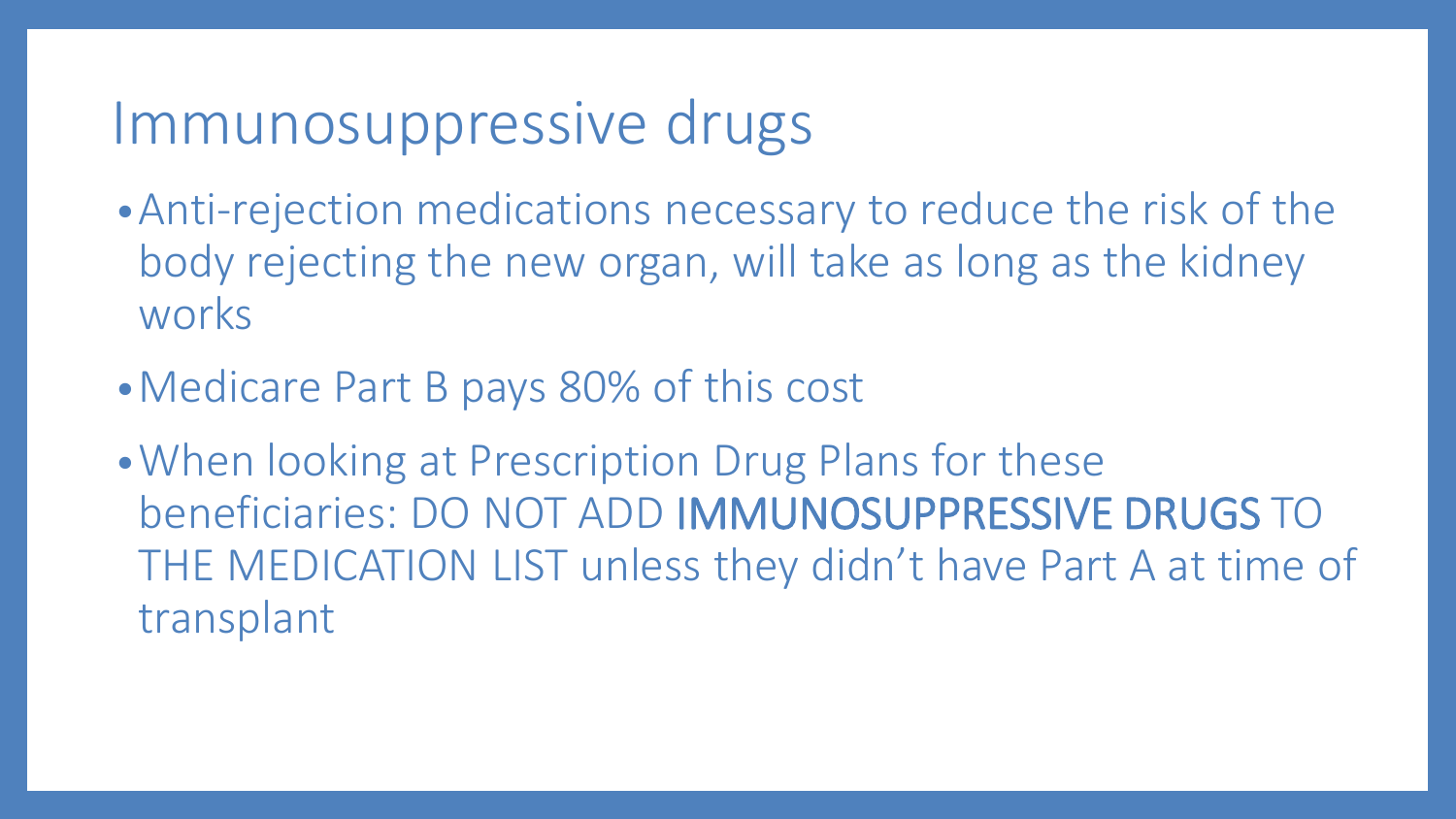# Immunosuppressive drugs

- Anti-rejection medications necessary to reduce the risk of the body rejecting the new organ, will take as long as the kidney works
- Medicare Part B pays 80% of this cost
- When looking at Prescription Drug Plans for these beneficiaries: DO NOT ADD **IMMUNOSUPPRESSIVE DRUGS** TO THE MEDICATION LIST unless they didn't have Part A at time of transplant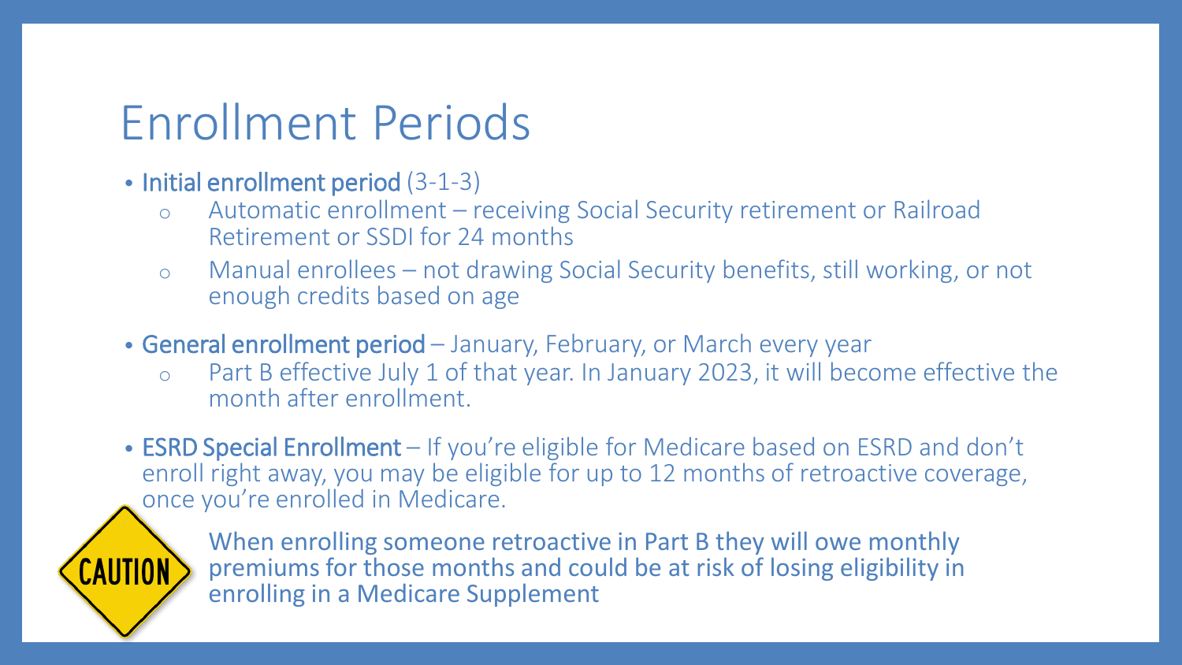# Enrollment Periods

- **Initial enrollment period** (3-1-3)
  - Automatic enrollment – receiving Social Security retirement or Railroad Retirement or SSDI for 24 months
  - Manual enrollees – not drawing Social Security benefits, still working, or not enough credits based on age
- **General enrollment period** – January, February, or March every year
  - Part B effective July 1 of that year. In January 2023, it will become effective the month after enrollment.
- **ESRD Special Enrollment** – If you're eligible for Medicare based on ESRD and don't enroll right away, you may be eligible for up to 12 months of retroactive coverage, once you're enrolled in Medicare.

CAUTION

When enrolling someone retroactive in Part B they will owe monthly premiums for those months and could be at risk of losing eligibility in enrolling in a Medicare Supplement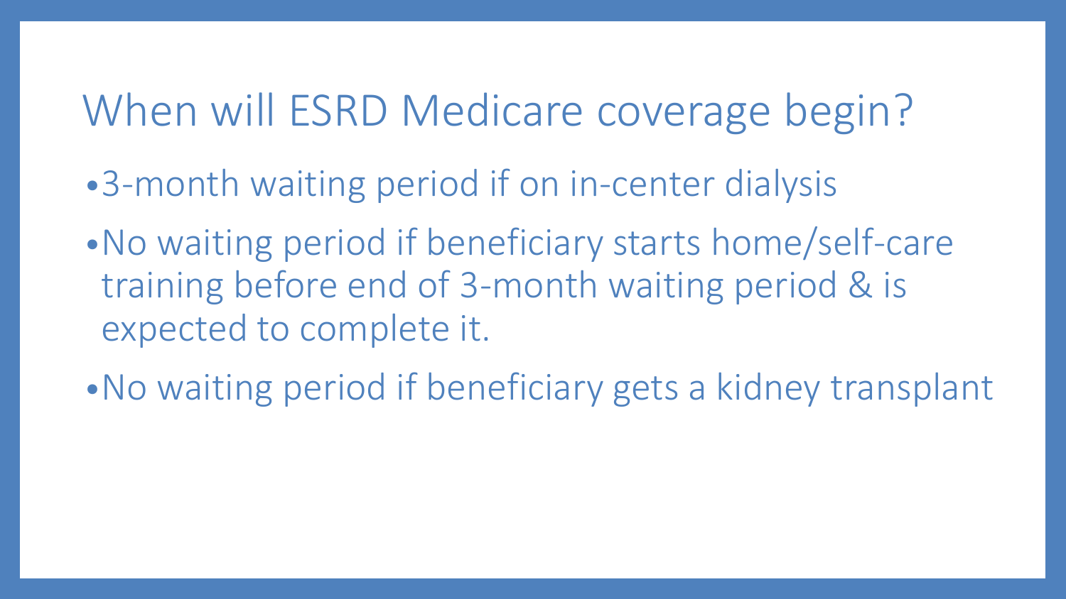# When will ESRD Medicare coverage begin?

- 3-month waiting period if on in-center dialysis
- No waiting period if beneficiary starts home/self-care training before end of 3-month waiting period & is expected to complete it.
- No waiting period if beneficiary gets a kidney transplant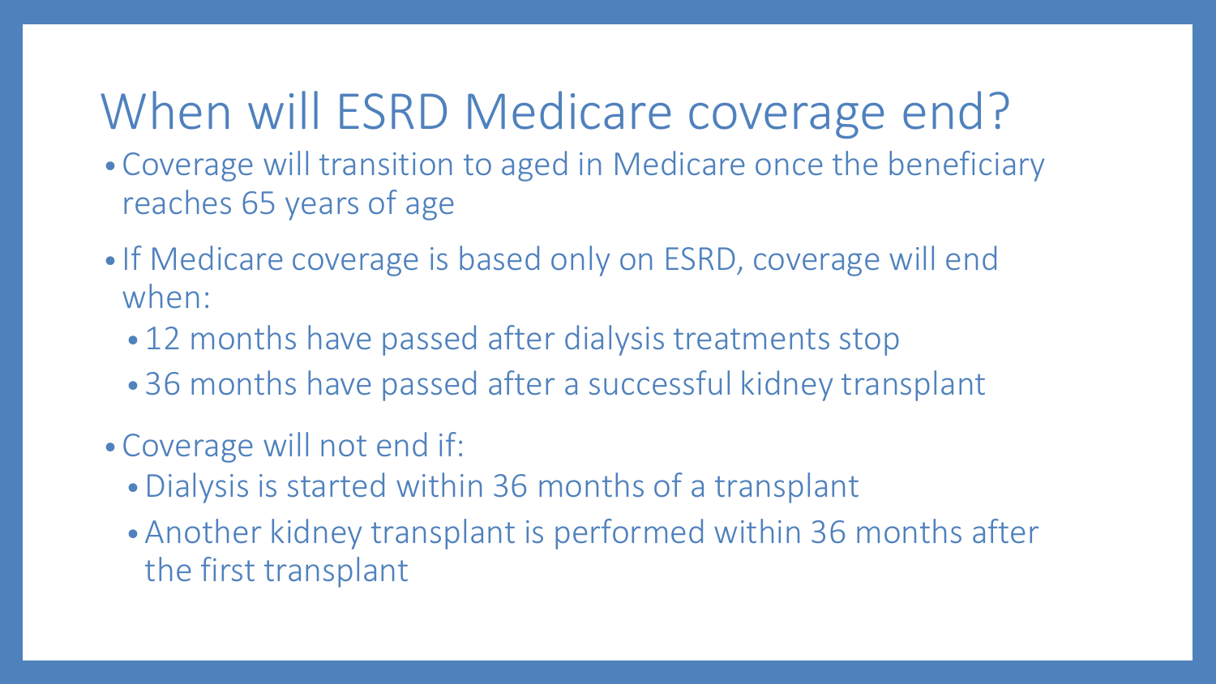# When will ESRD Medicare coverage end?

- Coverage will transition to aged in Medicare once the beneficiary reaches 65 years of age
- If Medicare coverage is based only on ESRD, coverage will end when:
  - 12 months have passed after dialysis treatments stop
  - 36 months have passed after a successful kidney transplant
- Coverage will not end if:
  - Dialysis is started within 36 months of a transplant
  - Another kidney transplant is performed within 36 months after the first transplant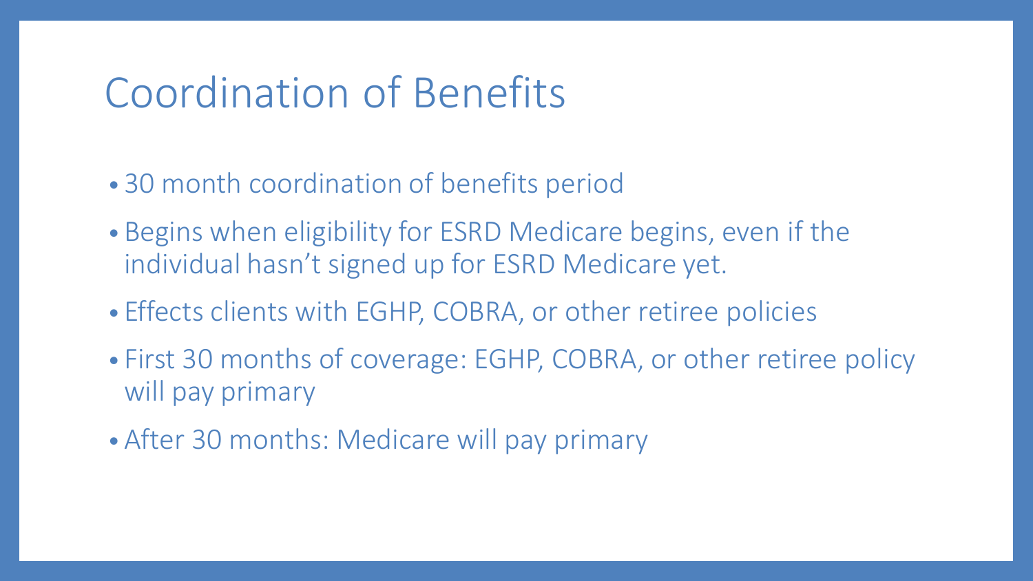# Coordination of Benefits

- 30 month coordination of benefits period
- Begins when eligibility for ESRD Medicare begins, even if the individual hasn't signed up for ESRD Medicare yet.
- Effects clients with EGHP, COBRA, or other retiree policies
- First 30 months of coverage: EGHP, COBRA, or other retiree policy will pay primary
- After 30 months: Medicare will pay primary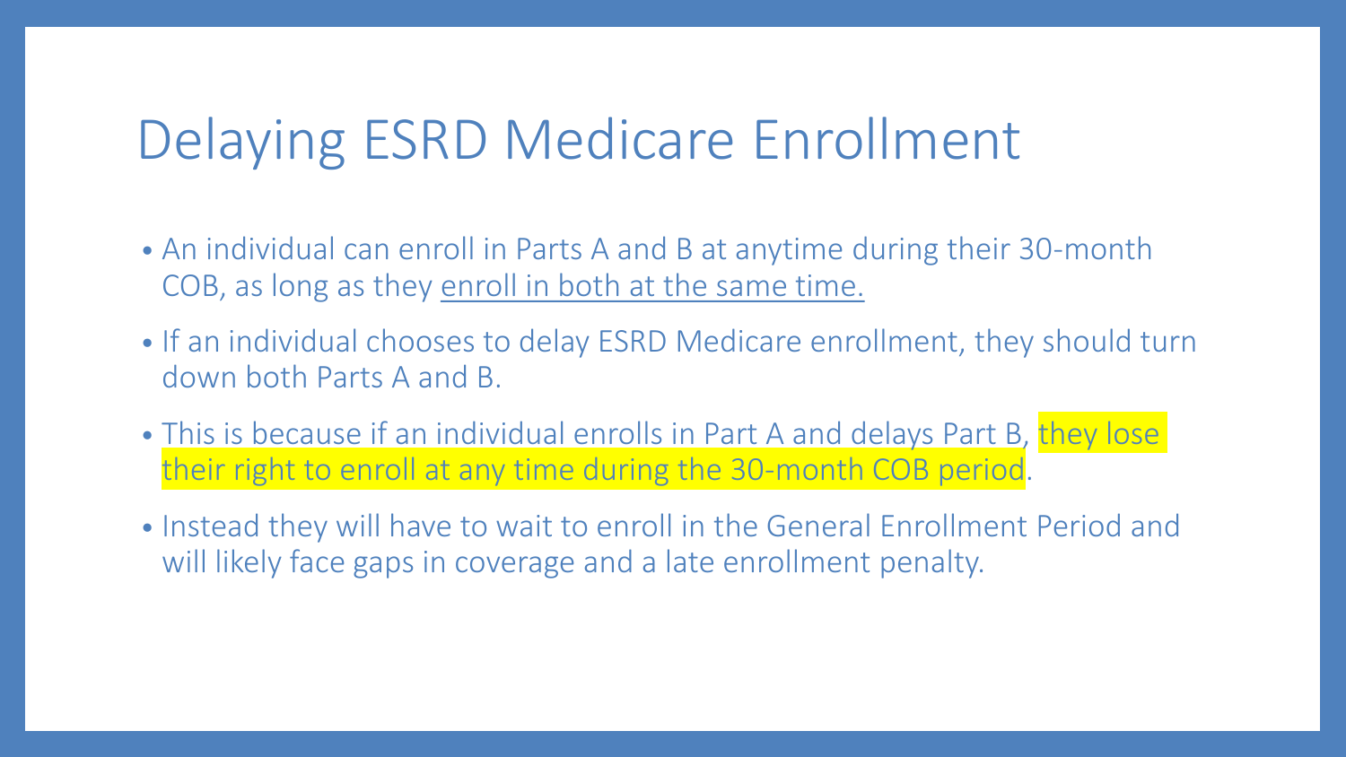# Delaying ESRD Medicare Enrollment

- An individual can enroll in Parts A and B at anytime during their 30-month COB, as long as they <u>enroll in both at the same time.</u>
- If an individual chooses to delay ESRD Medicare enrollment, they should turn down both Parts A and B.
- This is because if an individual enrolls in Part A and delays Part B, <mark>they lose their right to enroll at any time during the 30-month COB period</mark>.
- Instead they will have to wait to enroll in the General Enrollment Period and will likely face gaps in coverage and a late enrollment penalty.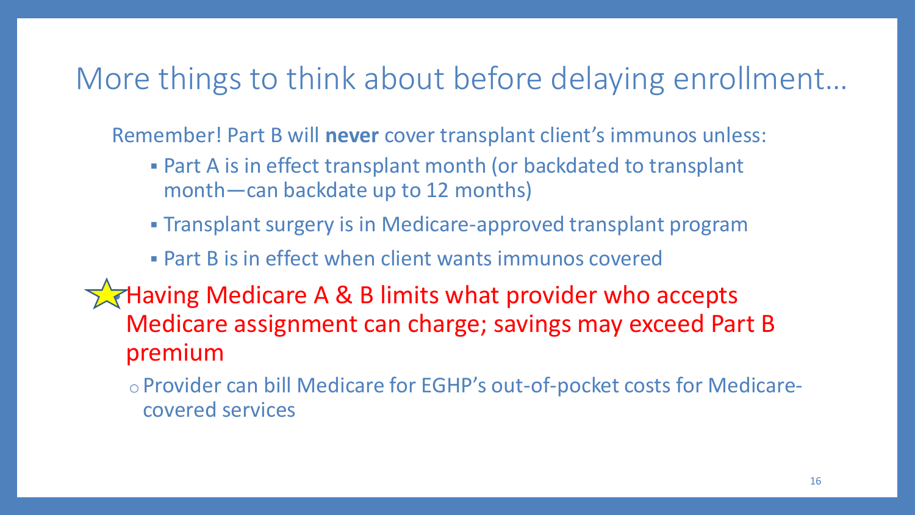# More things to think about before delaying enrollment…

Remember! Part B will **never** cover transplant client's immunos unless:

- Part A is in effect transplant month (or backdated to transplant month—can backdate up to 12 months)
- Transplant surgery is in Medicare-approved transplant program
- Part B is in effect when client wants immunos covered

Having Medicare A & B limits what provider who accepts Medicare assignment can charge; savings may exceed Part B premium

- Provider can bill Medicare for EGHP's out-of-pocket costs for Medicare-covered services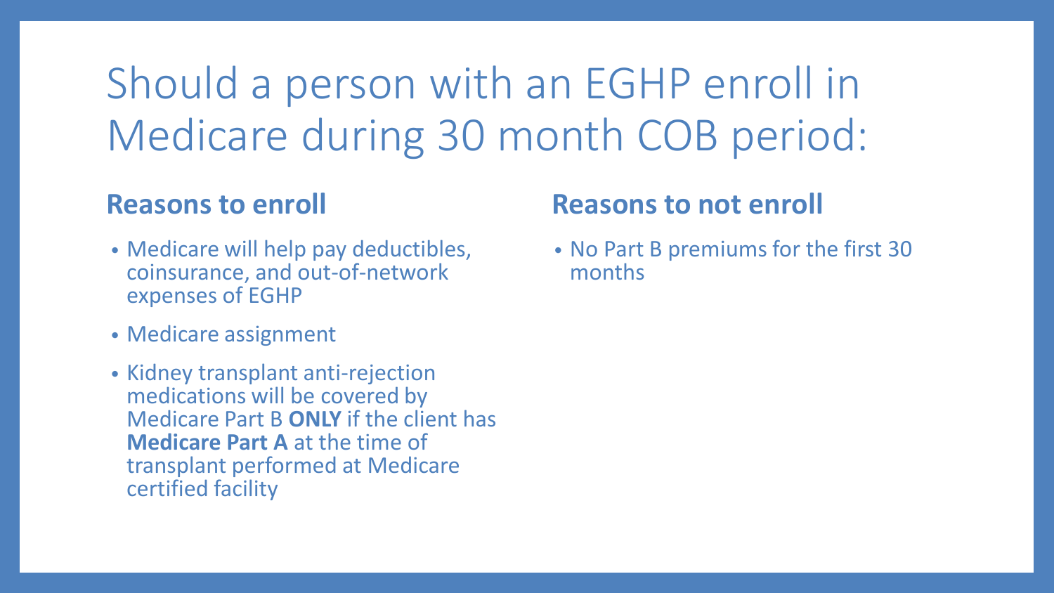# Should a person with an EGHP enroll in Medicare during 30 month COB period:

## Reasons to enroll

- Medicare will help pay deductibles, coinsurance, and out-of-network expenses of EGHP
- Medicare assignment
- Kidney transplant anti-rejection medications will be covered by Medicare Part B **ONLY** if the client has **Medicare Part A** at the time of transplant performed at Medicare certified facility

## Reasons to not enroll

- No Part B premiums for the first 30 months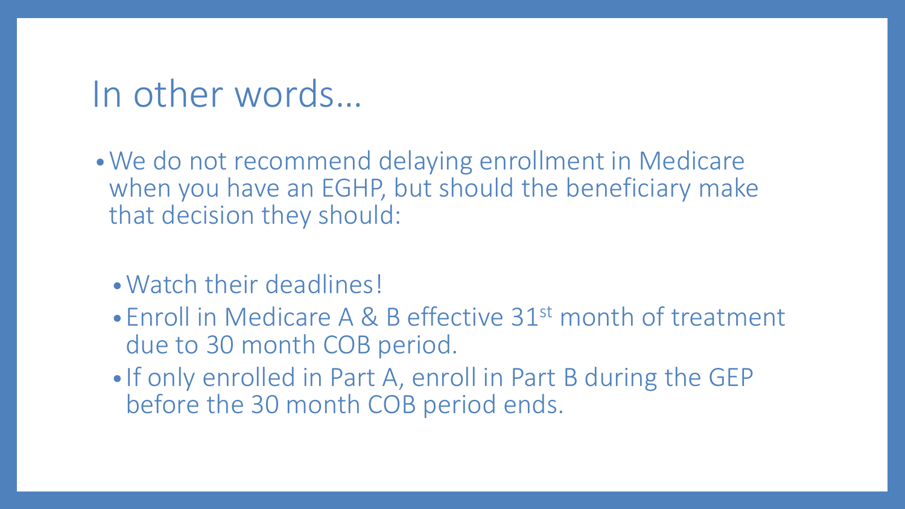# In other words…

- We do not recommend delaying enrollment in Medicare when you have an EGHP, but should the beneficiary make that decision they should:
  - Watch their deadlines!
  - Enroll in Medicare A & B effective 31st month of treatment due to 30 month COB period.
  - If only enrolled in Part A, enroll in Part B during the GEP before the 30 month COB period ends.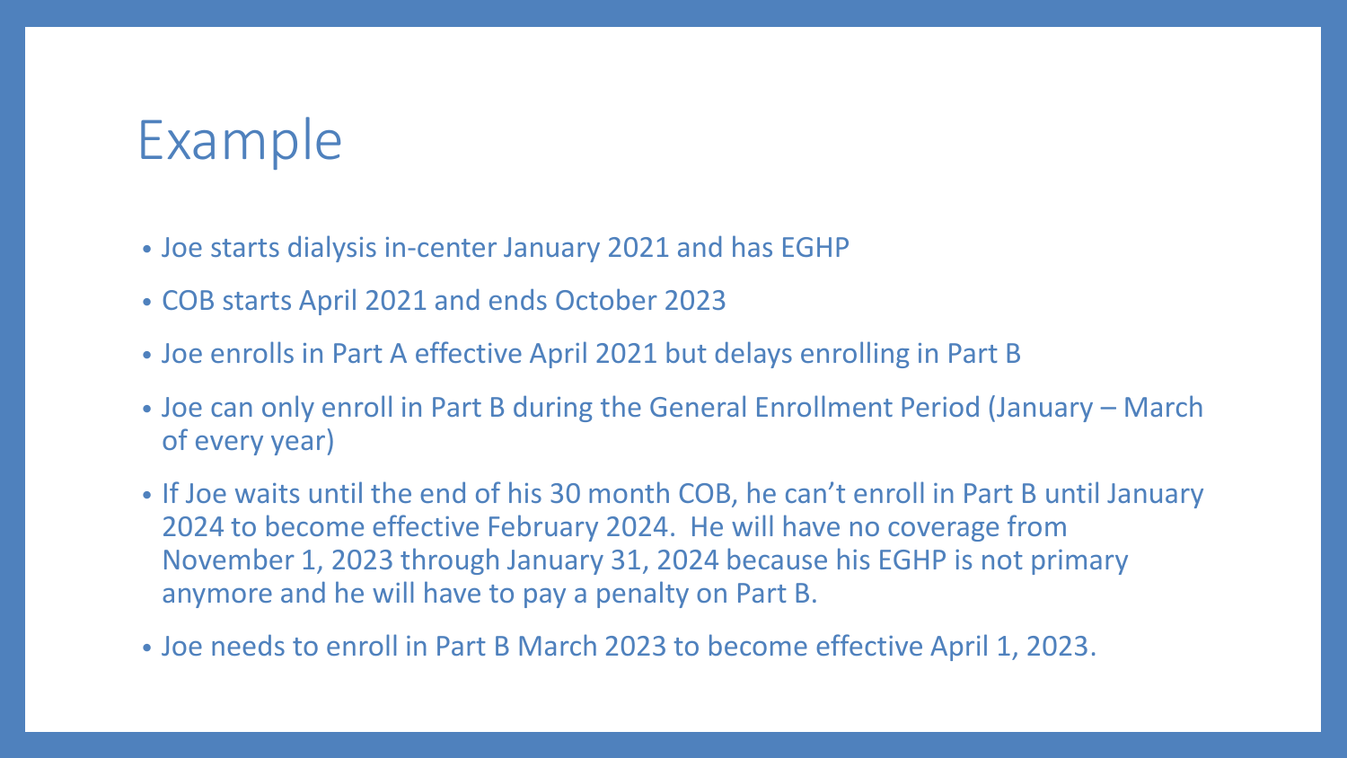# Example

- Joe starts dialysis in-center January 2021 and has EGHP
- COB starts April 2021 and ends October 2023
- Joe enrolls in Part A effective April 2021 but delays enrolling in Part B
- Joe can only enroll in Part B during the General Enrollment Period (January – March of every year)
- If Joe waits until the end of his 30 month COB, he can't enroll in Part B until January 2024 to become effective February 2024. He will have no coverage from November 1, 2023 through January 31, 2024 because his EGHP is not primary anymore and he will have to pay a penalty on Part B.
- Joe needs to enroll in Part B March 2023 to become effective April 1, 2023.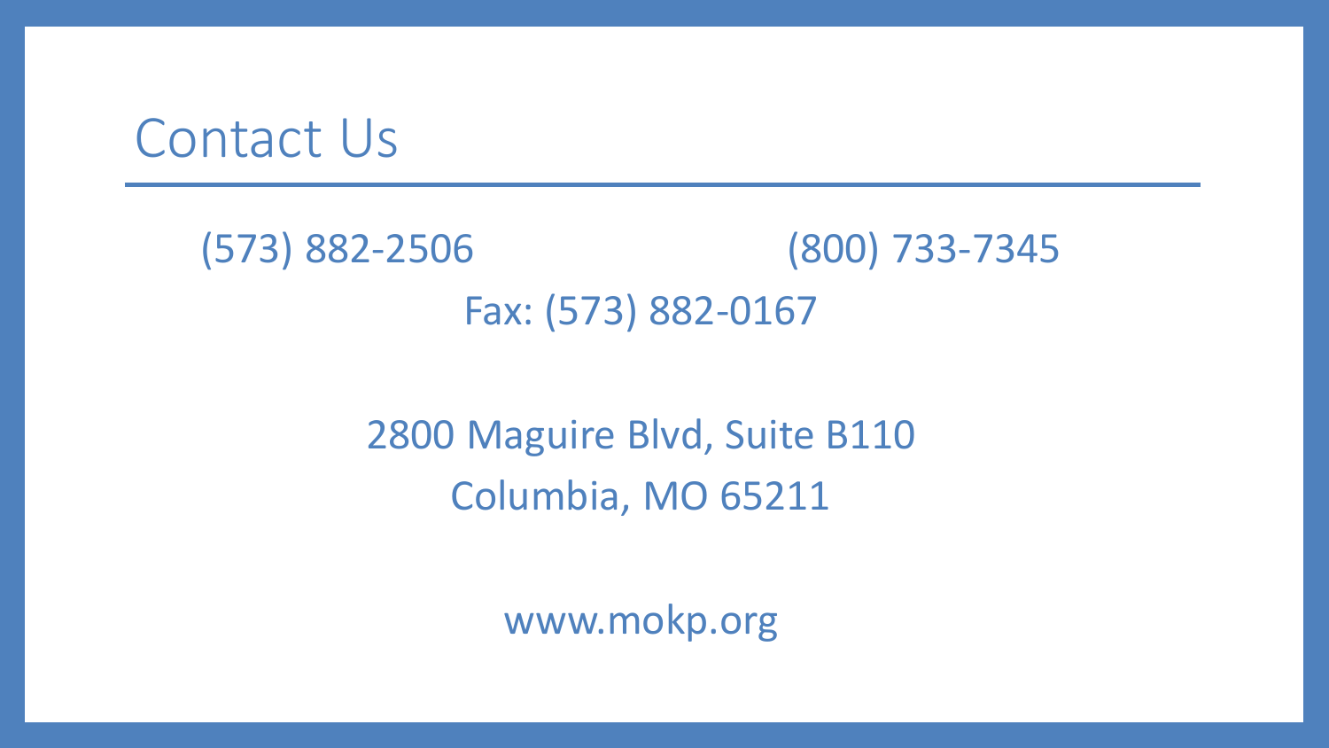# Contact Us

(573) 882-2506

(800) 733-7345

Fax: (573) 882-0167

2800 Maguire Blvd, Suite B110
Columbia, MO 65211

www.mokp.org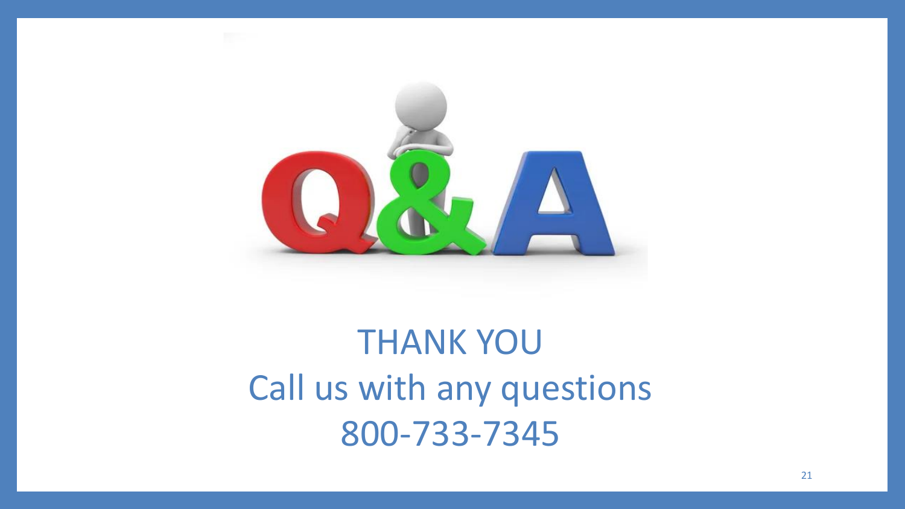THANK YOU

Call us with any questions

800-733-7345